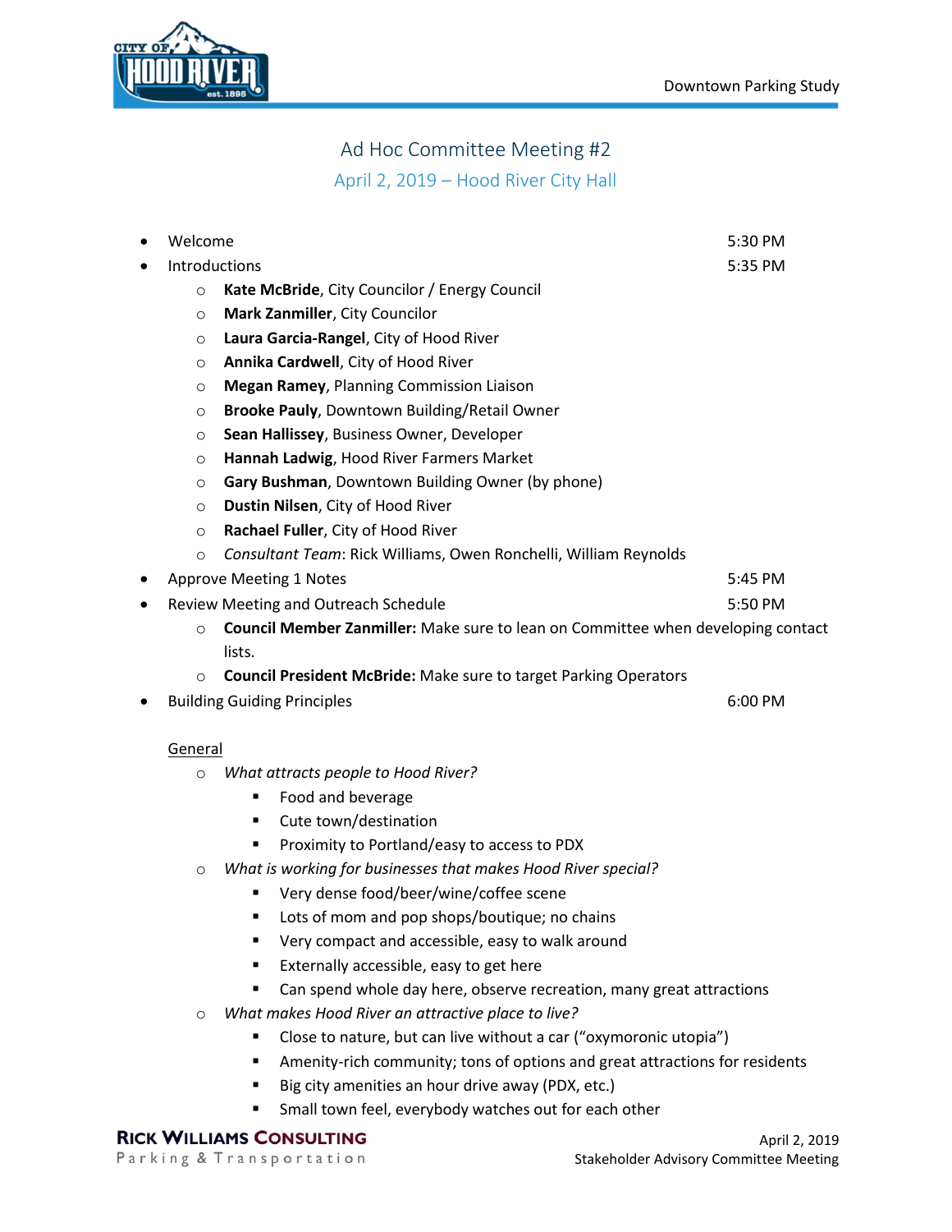# Ad Hoc Committee Meeting #2

## April 2, 2019 – Hood River City Hall

- Welcome 5:30 PM
- Introductions 5:35 PM
    - **Kate McBride**, City Councilor / Energy Council
    - **Mark Zanmiller**, City Councilor
    - **Laura Garcia-Rangel**, City of Hood River
    - **Annika Cardwell**, City of Hood River
    - **Megan Ramey**, Planning Commission Liaison
    - **Brooke Pauly**, Downtown Building/Retail Owner
    - **Sean Hallissey**, Business Owner, Developer
    - **Hannah Ladwig**, Hood River Farmers Market
    - **Gary Bushman**, Downtown Building Owner (by phone)
    - **Dustin Nilsen**, City of Hood River
    - **Rachael Fuller**, City of Hood River
    - *Consultant Team*: Rick Williams, Owen Ronchelli, William Reynolds
- Approve Meeting 1 Notes 5:45 PM
- Review Meeting and Outreach Schedule 5:50 PM
    - **Council Member Zanmiller:** Make sure to lean on Committee when developing contact lists.
    - **Council President McBride:** Make sure to target Parking Operators
- Building Guiding Principles 6:00 PM

<u>General</u>

- *What attracts people to Hood River?*
    - Food and beverage
    - Cute town/destination
    - Proximity to Portland/easy to access to PDX
- *What is working for businesses that makes Hood River special?*
    - Very dense food/beer/wine/coffee scene
    - Lots of mom and pop shops/boutique; no chains
    - Very compact and accessible, easy to walk around
    - Externally accessible, easy to get here
    - Can spend whole day here, observe recreation, many great attractions
- *What makes Hood River an attractive place to live?*
    - Close to nature, but can live without a car ("oxymoronic utopia")
    - Amenity-rich community; tons of options and great attractions for residents
    - Big city amenities an hour drive away (PDX, etc.)
    - Small town feel, everybody watches out for each other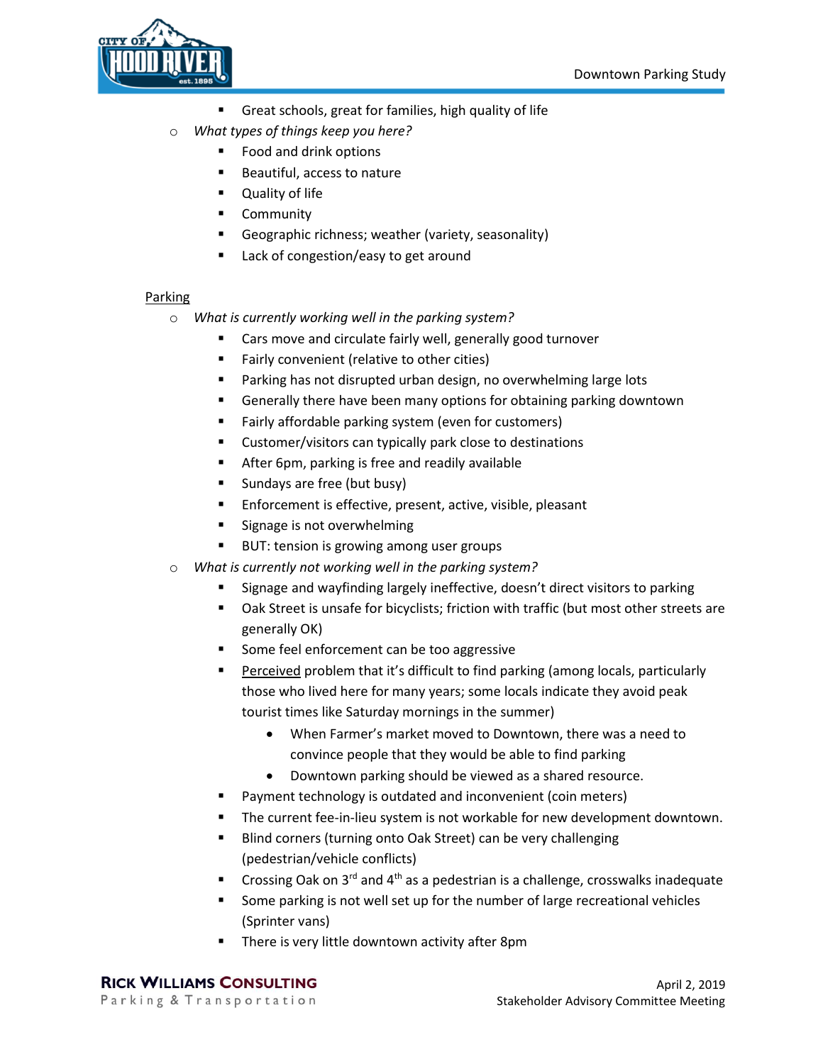- Great schools, great for families, high quality of life
  - *What types of things keep you here?*
    - Food and drink options
    - Beautiful, access to nature
    - Quality of life
    - Community
    - Geographic richness; weather (variety, seasonality)
    - Lack of congestion/easy to get around

<u>Parking</u>

  - *What is currently working well in the parking system?*
    - Cars move and circulate fairly well, generally good turnover
    - Fairly convenient (relative to other cities)
    - Parking has not disrupted urban design, no overwhelming large lots
    - Generally there have been many options for obtaining parking downtown
    - Fairly affordable parking system (even for customers)
    - Customer/visitors can typically park close to destinations
    - After 6pm, parking is free and readily available
    - Sundays are free (but busy)
    - Enforcement is effective, present, active, visible, pleasant
    - Signage is not overwhelming
    - BUT: tension is growing among user groups
  - *What is currently not working well in the parking system?*
    - Signage and wayfinding largely ineffective, doesn't direct visitors to parking
    - Oak Street is unsafe for bicyclists; friction with traffic (but most other streets are generally OK)
    - Some feel enforcement can be too aggressive
    - <u>Perceived</u> problem that it's difficult to find parking (among locals, particularly those who lived here for many years; some locals indicate they avoid peak tourist times like Saturday mornings in the summer)
      - When Farmer's market moved to Downtown, there was a need to convince people that they would be able to find parking
      - Downtown parking should be viewed as a shared resource.
    - Payment technology is outdated and inconvenient (coin meters)
    - The current fee-in-lieu system is not workable for new development downtown.
    - Blind corners (turning onto Oak Street) can be very challenging (pedestrian/vehicle conflicts)
    - Crossing Oak on 3rd and 4th as a pedestrian is a challenge, crosswalks inadequate
    - Some parking is not well set up for the number of large recreational vehicles (Sprinter vans)
    - There is very little downtown activity after 8pm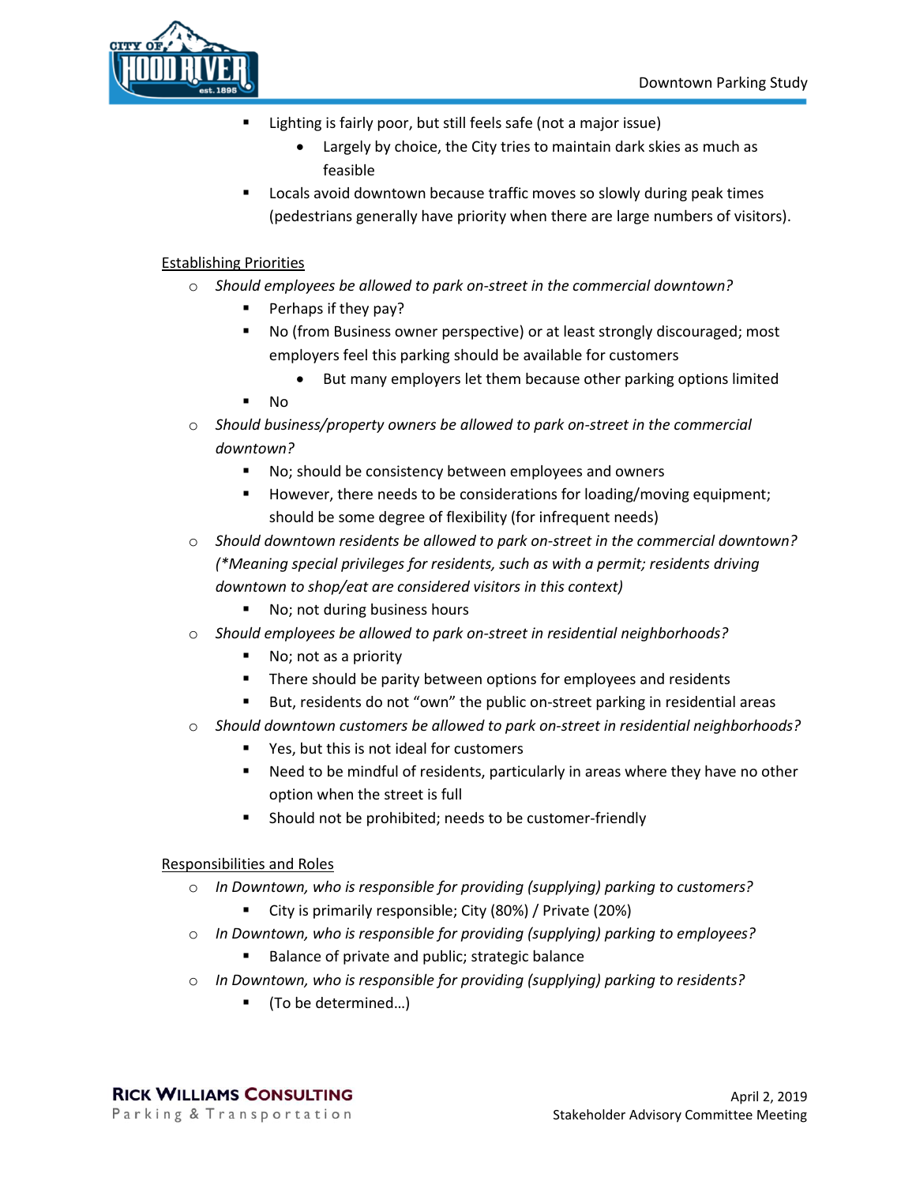- Lighting is fairly poor, but still feels safe (not a major issue)
  - Largely by choice, the City tries to maintain dark skies as much as feasible
- Locals avoid downtown because traffic moves so slowly during peak times (pedestrians generally have priority when there are large numbers of visitors).

Establishing Priorities

- *Should employees be allowed to park on-street in the commercial downtown?*
  - Perhaps if they pay?
  - No (from Business owner perspective) or at least strongly discouraged; most employers feel this parking should be available for customers
    - But many employers let them because other parking options limited
  - No
- *Should business/property owners be allowed to park on-street in the commercial downtown?*
  - No; should be consistency between employees and owners
  - However, there needs to be considerations for loading/moving equipment; should be some degree of flexibility (for infrequent needs)
- *Should downtown residents be allowed to park on-street in the commercial downtown? (*Meaning special privileges for residents, such as with a permit; residents driving downtown to shop/eat are considered visitors in this context)*
  - No; not during business hours
- *Should employees be allowed to park on-street in residential neighborhoods?*
  - No; not as a priority
  - There should be parity between options for employees and residents
  - But, residents do not "own" the public on-street parking in residential areas
- *Should downtown customers be allowed to park on-street in residential neighborhoods?*
  - Yes, but this is not ideal for customers
  - Need to be mindful of residents, particularly in areas where they have no other option when the street is full
  - Should not be prohibited; needs to be customer-friendly

Responsibilities and Roles

- *In Downtown, who is responsible for providing (supplying) parking to customers?*
  - City is primarily responsible; City (80%) / Private (20%)
- *In Downtown, who is responsible for providing (supplying) parking to employees?*
  - Balance of private and public; strategic balance
- *In Downtown, who is responsible for providing (supplying) parking to residents?*
  - (To be determined…)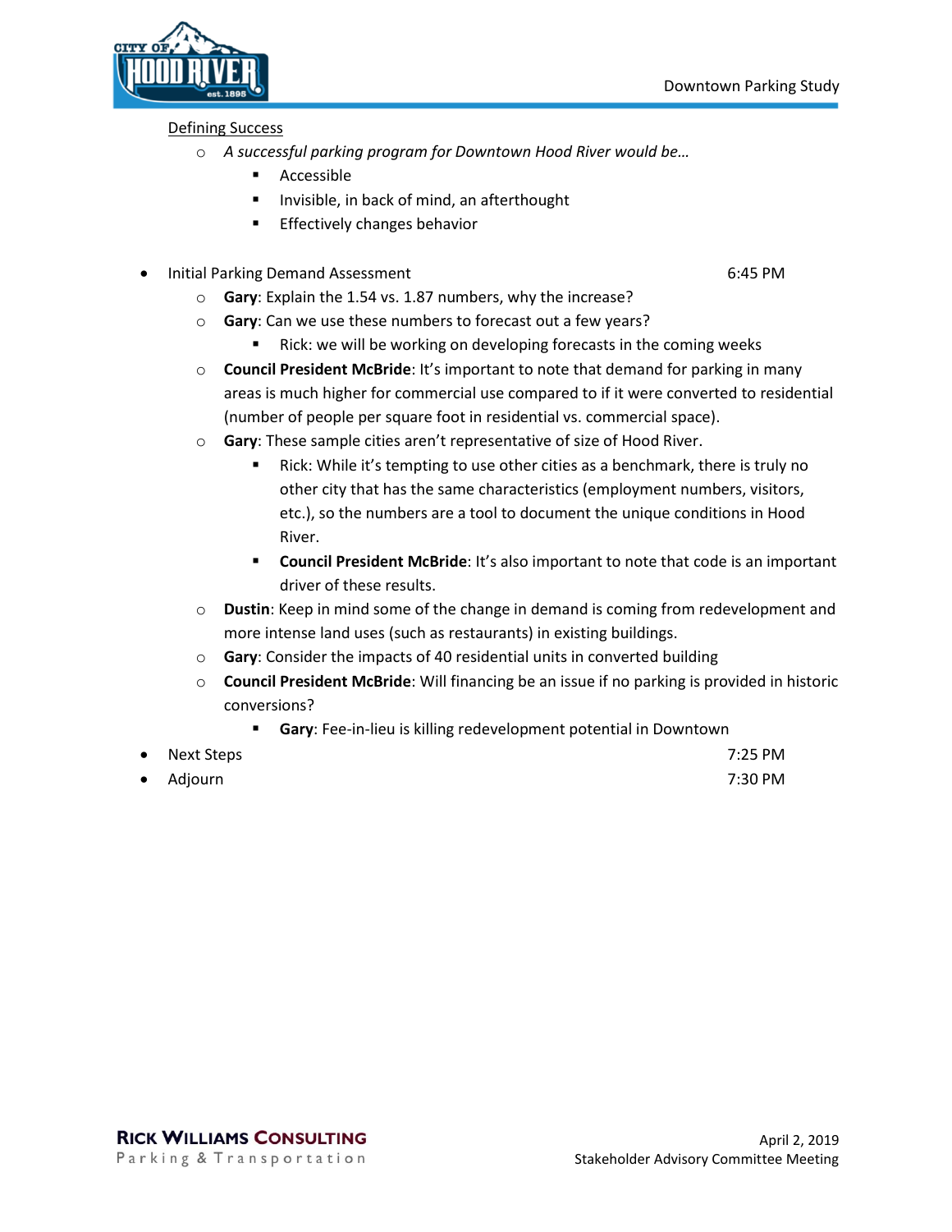Defining Success

- *A successful parking program for Downtown Hood River would be…*
  - Accessible
  - Invisible, in back of mind, an afterthought
  - Effectively changes behavior

- Initial Parking Demand Assessment 6:45 PM
  - **Gary**: Explain the 1.54 vs. 1.87 numbers, why the increase?
  - **Gary**: Can we use these numbers to forecast out a few years?
    - Rick: we will be working on developing forecasts in the coming weeks
  - **Council President McBride**: It's important to note that demand for parking in many areas is much higher for commercial use compared to if it were converted to residential (number of people per square foot in residential vs. commercial space).
  - **Gary**: These sample cities aren't representative of size of Hood River.
    - Rick: While it's tempting to use other cities as a benchmark, there is truly no other city that has the same characteristics (employment numbers, visitors, etc.), so the numbers are a tool to document the unique conditions in Hood River.
    - **Council President McBride**: It's also important to note that code is an important driver of these results.
  - **Dustin**: Keep in mind some of the change in demand is coming from redevelopment and more intense land uses (such as restaurants) in existing buildings.
  - **Gary**: Consider the impacts of 40 residential units in converted building
  - **Council President McBride**: Will financing be an issue if no parking is provided in historic conversions?
    - **Gary**: Fee-in-lieu is killing redevelopment potential in Downtown
- Next Steps 7:25 PM
- Adjourn 7:30 PM